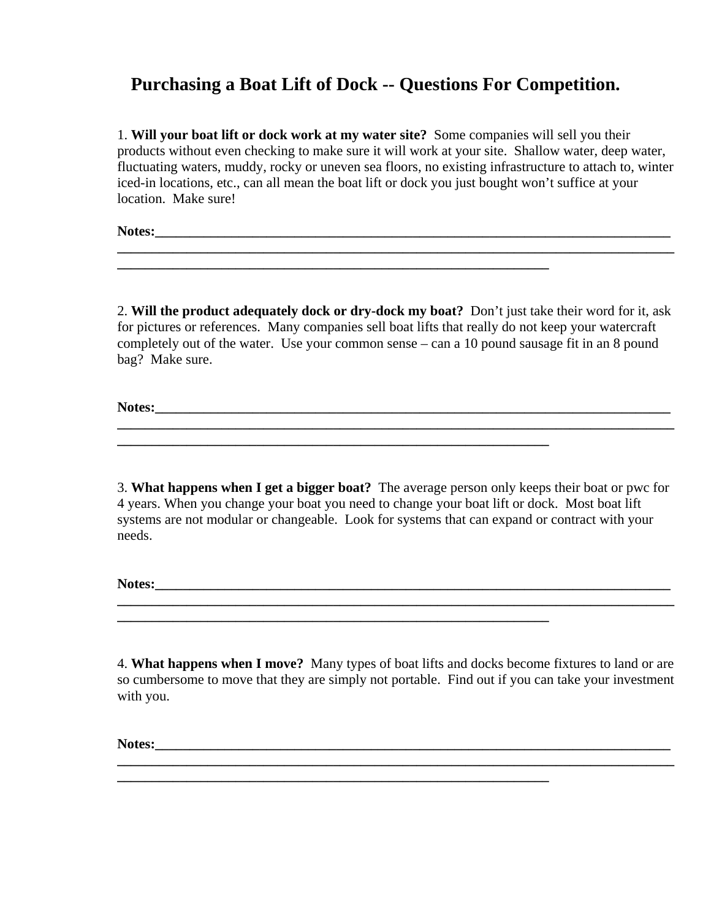# Purchasing a Boat Lift of Dock -- Questions For Competition.

1. **Will your boat lift or dock work at my water site?** Some companies will sell you their products without even checking to make sure it will work at your site. Shallow water, deep water, fluctuating waters, muddy, rocky or uneven sea floors, no existing infrastructure to attach to, winter iced-in locations, etc., can all mean the boat lift or dock you just bought won't suffice at your location. Make sure!

**Notes:**_______________________________________________________________________________
_________________________________________________________________________________________
_________________________________________________________________

2. **Will the product adequately dock or dry-dock my boat?** Don't just take their word for it, ask for pictures or references. Many companies sell boat lifts that really do not keep your watercraft completely out of the water. Use your common sense – can a 10 pound sausage fit in an 8 pound bag? Make sure.

**Notes:**_______________________________________________________________________________
_________________________________________________________________________________________
_________________________________________________________________

3. **What happens when I get a bigger boat?** The average person only keeps their boat or pwc for 4 years. When you change your boat you need to change your boat lift or dock. Most boat lift systems are not modular or changeable. Look for systems that can expand or contract with your needs.

**Notes:**_______________________________________________________________________________
_________________________________________________________________________________________
_________________________________________________________________

4. **What happens when I move?** Many types of boat lifts and docks become fixtures to land or are so cumbersome to move that they are simply not portable. Find out if you can take your investment with you.

**Notes:**_______________________________________________________________________________
_________________________________________________________________________________________
_________________________________________________________________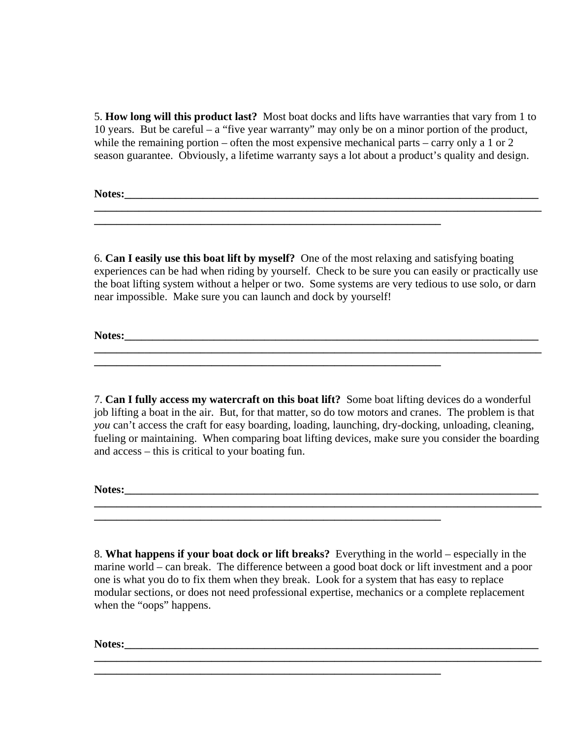5. **How long will this product last?** Most boat docks and lifts have warranties that vary from 1 to 10 years. But be careful – a "five year warranty" may only be on a minor portion of the product, while the remaining portion – often the most expensive mechanical parts – carry only a 1 or 2 season guarantee. Obviously, a lifetime warranty says a lot about a product's quality and design.

**Notes:\_\_\_\_\_\_\_\_\_\_\_\_\_\_\_\_\_\_\_\_\_\_\_\_\_\_\_\_\_\_\_\_\_\_\_\_\_\_\_\_\_\_\_\_\_\_\_\_\_\_\_\_\_\_\_\_\_\_\_\_\_\_\_\_\_\_\_\_\_\_\_\_\_\_\_\_\_\_\_\_**

**\_\_\_\_\_\_\_\_\_\_\_\_\_\_\_\_\_\_\_\_\_\_\_\_\_\_\_\_\_\_\_\_\_\_\_\_\_\_\_\_\_\_\_\_\_\_\_\_\_\_\_\_\_\_\_\_\_\_\_\_\_\_\_\_\_\_\_\_\_\_\_\_\_\_\_\_\_\_\_\_\_\_\_\_\_\_\_\_**

**\_\_\_\_\_\_\_\_\_\_\_\_\_\_\_\_\_\_\_\_\_\_\_\_\_\_\_\_\_\_\_\_\_\_\_\_\_\_\_\_\_\_\_\_\_\_\_\_\_\_\_\_\_\_\_\_\_\_\_\_\_\_\_\_\_\_\_\_\_**

6. **Can I easily use this boat lift by myself?** One of the most relaxing and satisfying boating experiences can be had when riding by yourself. Check to be sure you can easily or practically use the boat lifting system without a helper or two. Some systems are very tedious to use solo, or darn near impossible. Make sure you can launch and dock by yourself!

**Notes:\_\_\_\_\_\_\_\_\_\_\_\_\_\_\_\_\_\_\_\_\_\_\_\_\_\_\_\_\_\_\_\_\_\_\_\_\_\_\_\_\_\_\_\_\_\_\_\_\_\_\_\_\_\_\_\_\_\_\_\_\_\_\_\_\_\_\_\_\_\_\_\_\_\_\_\_\_\_\_\_**

**\_\_\_\_\_\_\_\_\_\_\_\_\_\_\_\_\_\_\_\_\_\_\_\_\_\_\_\_\_\_\_\_\_\_\_\_\_\_\_\_\_\_\_\_\_\_\_\_\_\_\_\_\_\_\_\_\_\_\_\_\_\_\_\_\_\_\_\_\_\_\_\_\_\_\_\_\_\_\_\_\_\_\_\_\_\_\_\_**

**\_\_\_\_\_\_\_\_\_\_\_\_\_\_\_\_\_\_\_\_\_\_\_\_\_\_\_\_\_\_\_\_\_\_\_\_\_\_\_\_\_\_\_\_\_\_\_\_\_\_\_\_\_\_\_\_\_\_\_\_\_\_\_\_\_\_\_\_\_**

7. **Can I fully access my watercraft on this boat lift?** Some boat lifting devices do a wonderful job lifting a boat in the air. But, for that matter, so do tow motors and cranes. The problem is that *you* can't access the craft for easy boarding, loading, launching, dry-docking, unloading, cleaning, fueling or maintaining. When comparing boat lifting devices, make sure you consider the boarding and access – this is critical to your boating fun.

**Notes:\_\_\_\_\_\_\_\_\_\_\_\_\_\_\_\_\_\_\_\_\_\_\_\_\_\_\_\_\_\_\_\_\_\_\_\_\_\_\_\_\_\_\_\_\_\_\_\_\_\_\_\_\_\_\_\_\_\_\_\_\_\_\_\_\_\_\_\_\_\_\_\_\_\_\_\_\_\_\_\_**

**\_\_\_\_\_\_\_\_\_\_\_\_\_\_\_\_\_\_\_\_\_\_\_\_\_\_\_\_\_\_\_\_\_\_\_\_\_\_\_\_\_\_\_\_\_\_\_\_\_\_\_\_\_\_\_\_\_\_\_\_\_\_\_\_\_\_\_\_\_\_\_\_\_\_\_\_\_\_\_\_\_\_\_\_\_\_\_\_**

**\_\_\_\_\_\_\_\_\_\_\_\_\_\_\_\_\_\_\_\_\_\_\_\_\_\_\_\_\_\_\_\_\_\_\_\_\_\_\_\_\_\_\_\_\_\_\_\_\_\_\_\_\_\_\_\_\_\_\_\_\_\_\_\_\_\_\_\_\_**

8. **What happens if your boat dock or lift breaks?** Everything in the world – especially in the marine world – can break. The difference between a good boat dock or lift investment and a poor one is what you do to fix them when they break. Look for a system that has easy to replace modular sections, or does not need professional expertise, mechanics or a complete replacement when the "oops" happens.

**Notes:\_\_\_\_\_\_\_\_\_\_\_\_\_\_\_\_\_\_\_\_\_\_\_\_\_\_\_\_\_\_\_\_\_\_\_\_\_\_\_\_\_\_\_\_\_\_\_\_\_\_\_\_\_\_\_\_\_\_\_\_\_\_\_\_\_\_\_\_\_\_\_\_\_\_\_\_\_\_\_\_**

**\_\_\_\_\_\_\_\_\_\_\_\_\_\_\_\_\_\_\_\_\_\_\_\_\_\_\_\_\_\_\_\_\_\_\_\_\_\_\_\_\_\_\_\_\_\_\_\_\_\_\_\_\_\_\_\_\_\_\_\_\_\_\_\_\_\_\_\_\_\_\_\_\_\_\_\_\_\_\_\_\_\_\_\_\_\_\_\_**

**\_\_\_\_\_\_\_\_\_\_\_\_\_\_\_\_\_\_\_\_\_\_\_\_\_\_\_\_\_\_\_\_\_\_\_\_\_\_\_\_\_\_\_\_\_\_\_\_\_\_\_\_\_\_\_\_\_\_\_\_\_\_\_\_\_\_\_\_\_**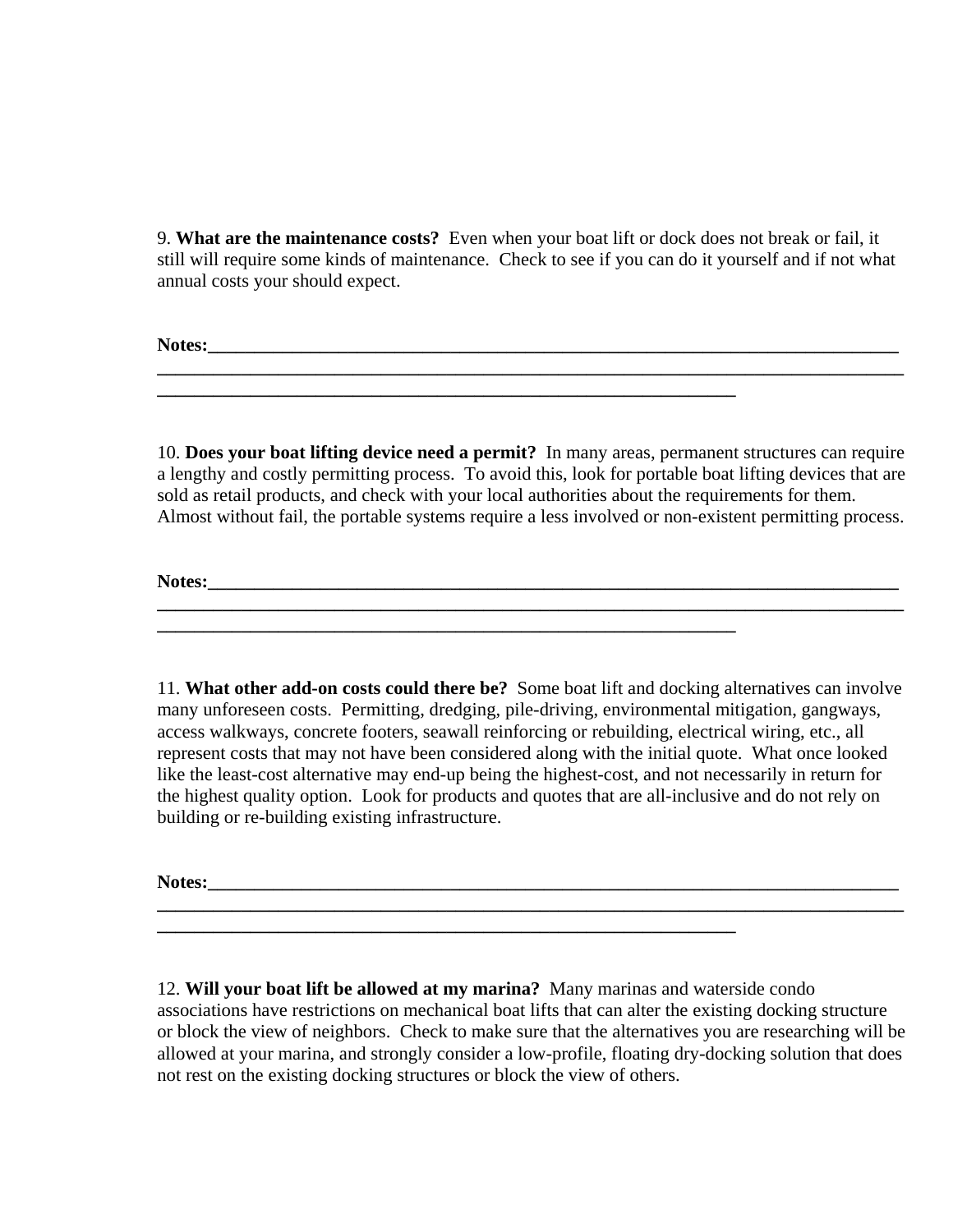9. **What are the maintenance costs?** Even when your boat lift or dock does not break or fail, it still will require some kinds of maintenance. Check to see if you can do it yourself and if not what annual costs your should expect.

**Notes:**\_\_\_\_\_\_\_\_\_\_\_\_\_\_\_\_\_\_\_\_\_\_\_\_\_\_\_\_\_\_\_\_\_\_\_\_\_\_\_\_\_\_\_\_\_\_\_\_\_\_\_\_\_\_\_\_\_\_\_\_\_\_\_\_\_\_\_\_\_\_\_\_\_\_\_\_
\_\_\_\_\_\_\_\_\_\_\_\_\_\_\_\_\_\_\_\_\_\_\_\_\_\_\_\_\_\_\_\_\_\_\_\_\_\_\_\_\_\_\_\_\_\_\_\_\_\_\_\_\_\_\_\_\_\_\_\_\_\_\_\_\_\_\_\_\_\_\_\_\_\_\_\_\_\_\_\_\_\_\_\_
\_\_\_\_\_\_\_\_\_\_\_\_\_\_\_\_\_\_\_\_\_\_\_\_\_\_\_\_\_\_\_\_\_\_\_\_\_\_\_\_\_\_\_\_\_\_\_\_\_\_\_\_\_\_\_\_\_\_\_\_\_\_\_\_

10. **Does your boat lifting device need a permit?** In many areas, permanent structures can require a lengthy and costly permitting process. To avoid this, look for portable boat lifting devices that are sold as retail products, and check with your local authorities about the requirements for them. Almost without fail, the portable systems require a less involved or non-existent permitting process.

**Notes:**\_\_\_\_\_\_\_\_\_\_\_\_\_\_\_\_\_\_\_\_\_\_\_\_\_\_\_\_\_\_\_\_\_\_\_\_\_\_\_\_\_\_\_\_\_\_\_\_\_\_\_\_\_\_\_\_\_\_\_\_\_\_\_\_\_\_\_\_\_\_\_\_\_\_\_\_
\_\_\_\_\_\_\_\_\_\_\_\_\_\_\_\_\_\_\_\_\_\_\_\_\_\_\_\_\_\_\_\_\_\_\_\_\_\_\_\_\_\_\_\_\_\_\_\_\_\_\_\_\_\_\_\_\_\_\_\_\_\_\_\_\_\_\_\_\_\_\_\_\_\_\_\_\_\_\_\_\_\_\_\_
\_\_\_\_\_\_\_\_\_\_\_\_\_\_\_\_\_\_\_\_\_\_\_\_\_\_\_\_\_\_\_\_\_\_\_\_\_\_\_\_\_\_\_\_\_\_\_\_\_\_\_\_\_\_\_\_\_\_\_\_\_\_\_\_

11. **What other add-on costs could there be?** Some boat lift and docking alternatives can involve many unforeseen costs. Permitting, dredging, pile-driving, environmental mitigation, gangways, access walkways, concrete footers, seawall reinforcing or rebuilding, electrical wiring, etc., all represent costs that may not have been considered along with the initial quote. What once looked like the least-cost alternative may end-up being the highest-cost, and not necessarily in return for the highest quality option. Look for products and quotes that are all-inclusive and do not rely on building or re-building existing infrastructure.

**Notes:**\_\_\_\_\_\_\_\_\_\_\_\_\_\_\_\_\_\_\_\_\_\_\_\_\_\_\_\_\_\_\_\_\_\_\_\_\_\_\_\_\_\_\_\_\_\_\_\_\_\_\_\_\_\_\_\_\_\_\_\_\_\_\_\_\_\_\_\_\_\_\_\_\_\_\_\_
\_\_\_\_\_\_\_\_\_\_\_\_\_\_\_\_\_\_\_\_\_\_\_\_\_\_\_\_\_\_\_\_\_\_\_\_\_\_\_\_\_\_\_\_\_\_\_\_\_\_\_\_\_\_\_\_\_\_\_\_\_\_\_\_\_\_\_\_\_\_\_\_\_\_\_\_\_\_\_\_\_\_\_\_
\_\_\_\_\_\_\_\_\_\_\_\_\_\_\_\_\_\_\_\_\_\_\_\_\_\_\_\_\_\_\_\_\_\_\_\_\_\_\_\_\_\_\_\_\_\_\_\_\_\_\_\_\_\_\_\_\_\_\_\_\_\_\_\_

12. **Will your boat lift be allowed at my marina?** Many marinas and waterside condo associations have restrictions on mechanical boat lifts that can alter the existing docking structure or block the view of neighbors. Check to make sure that the alternatives you are researching will be allowed at your marina, and strongly consider a low-profile, floating dry-docking solution that does not rest on the existing docking structures or block the view of others.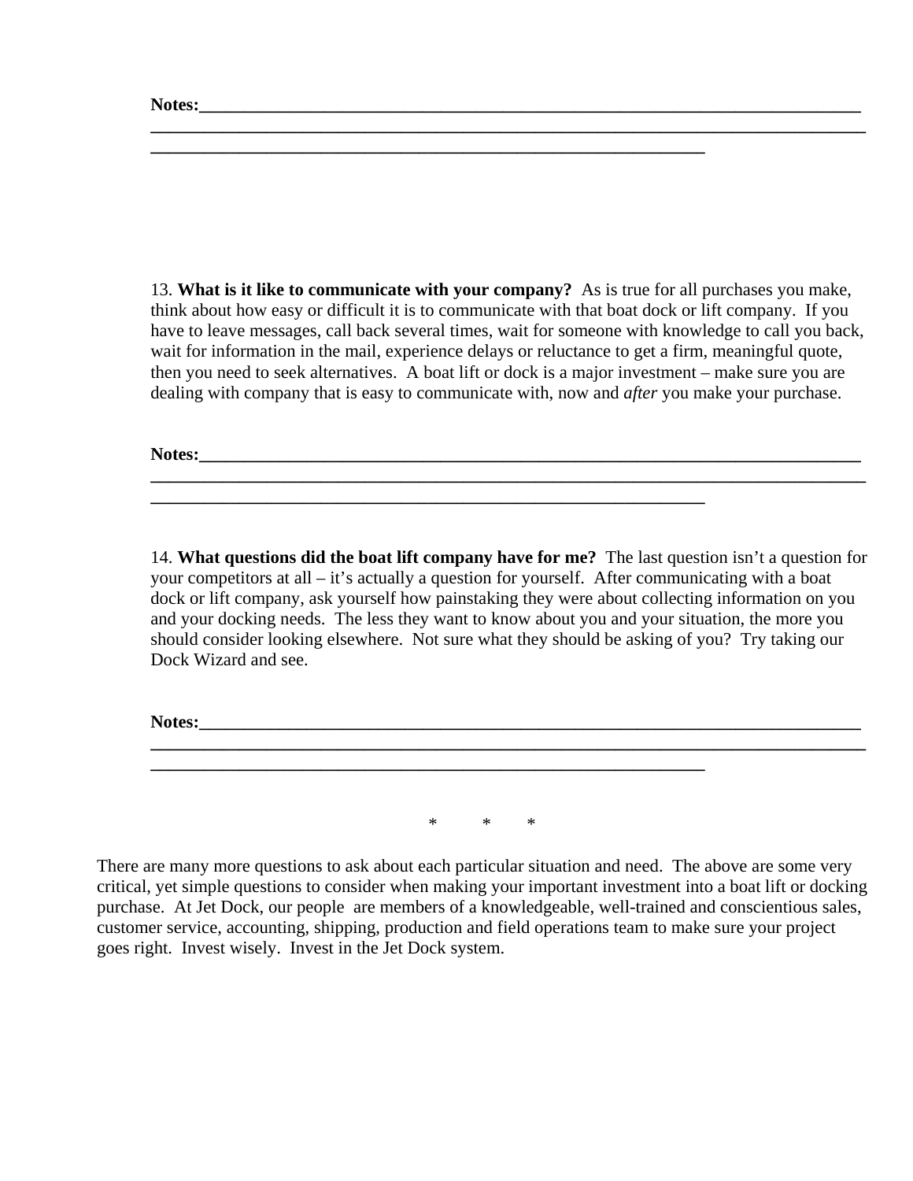**Notes:**\_\_\_\_\_\_\_\_\_\_\_\_\_\_\_\_\_\_\_\_\_\_\_\_\_\_\_\_\_\_\_\_\_\_\_\_\_\_\_\_\_\_\_\_\_\_\_\_\_\_\_\_\_\_\_\_\_\_\_\_\_\_\_\_\_\_\_\_\_\_\_\_\_\_\_\_\_\_
\_\_\_\_\_\_\_\_\_\_\_\_\_\_\_\_\_\_\_\_\_\_\_\_\_\_\_\_\_\_\_\_\_\_\_\_\_\_\_\_\_\_\_\_\_\_\_\_\_\_\_\_\_\_\_\_\_\_\_\_\_\_\_\_\_\_\_\_\_\_\_\_\_\_\_\_\_\_\_\_\_\_\_\_\_
\_\_\_\_\_\_\_\_\_\_\_\_\_\_\_\_\_\_\_\_\_\_\_\_\_\_\_\_\_\_\_\_\_\_\_\_\_\_\_\_\_\_\_\_\_\_\_\_\_\_\_\_\_\_\_\_\_\_\_\_\_\_\_\_

13. **What is it like to communicate with your company?** As is true for all purchases you make, think about how easy or difficult it is to communicate with that boat dock or lift company. If you have to leave messages, call back several times, wait for someone with knowledge to call you back, wait for information in the mail, experience delays or reluctance to get a firm, meaningful quote, then you need to seek alternatives. A boat lift or dock is a major investment – make sure you are dealing with company that is easy to communicate with, now and *after* you make your purchase.

**Notes:**\_\_\_\_\_\_\_\_\_\_\_\_\_\_\_\_\_\_\_\_\_\_\_\_\_\_\_\_\_\_\_\_\_\_\_\_\_\_\_\_\_\_\_\_\_\_\_\_\_\_\_\_\_\_\_\_\_\_\_\_\_\_\_\_\_\_\_\_\_\_\_\_\_\_\_\_\_\_
\_\_\_\_\_\_\_\_\_\_\_\_\_\_\_\_\_\_\_\_\_\_\_\_\_\_\_\_\_\_\_\_\_\_\_\_\_\_\_\_\_\_\_\_\_\_\_\_\_\_\_\_\_\_\_\_\_\_\_\_\_\_\_\_\_\_\_\_\_\_\_\_\_\_\_\_\_\_\_\_\_\_\_\_\_
\_\_\_\_\_\_\_\_\_\_\_\_\_\_\_\_\_\_\_\_\_\_\_\_\_\_\_\_\_\_\_\_\_\_\_\_\_\_\_\_\_\_\_\_\_\_\_\_\_\_\_\_\_\_\_\_\_\_\_\_\_\_\_\_

14. **What questions did the boat lift company have for me?** The last question isn't a question for your competitors at all – it's actually a question for yourself. After communicating with a boat dock or lift company, ask yourself how painstaking they were about collecting information on you and your docking needs. The less they want to know about you and your situation, the more you should consider looking elsewhere. Not sure what they should be asking of you? Try taking our Dock Wizard and see.

**Notes:**\_\_\_\_\_\_\_\_\_\_\_\_\_\_\_\_\_\_\_\_\_\_\_\_\_\_\_\_\_\_\_\_\_\_\_\_\_\_\_\_\_\_\_\_\_\_\_\_\_\_\_\_\_\_\_\_\_\_\_\_\_\_\_\_\_\_\_\_\_\_\_\_\_\_\_\_\_\_
\_\_\_\_\_\_\_\_\_\_\_\_\_\_\_\_\_\_\_\_\_\_\_\_\_\_\_\_\_\_\_\_\_\_\_\_\_\_\_\_\_\_\_\_\_\_\_\_\_\_\_\_\_\_\_\_\_\_\_\_\_\_\_\_\_\_\_\_\_\_\_\_\_\_\_\_\_\_\_\_\_\_\_\_\_
\_\_\_\_\_\_\_\_\_\_\_\_\_\_\_\_\_\_\_\_\_\_\_\_\_\_\_\_\_\_\_\_\_\_\_\_\_\_\_\_\_\_\_\_\_\_\_\_\_\_\_\_\_\_\_\_\_\_\_\_\_\_\_\_

\* \* \*

There are many more questions to ask about each particular situation and need. The above are some very critical, yet simple questions to consider when making your important investment into a boat lift or docking purchase. At Jet Dock, our people are members of a knowledgeable, well-trained and conscientious sales, customer service, accounting, shipping, production and field operations team to make sure your project goes right. Invest wisely. Invest in the Jet Dock system.